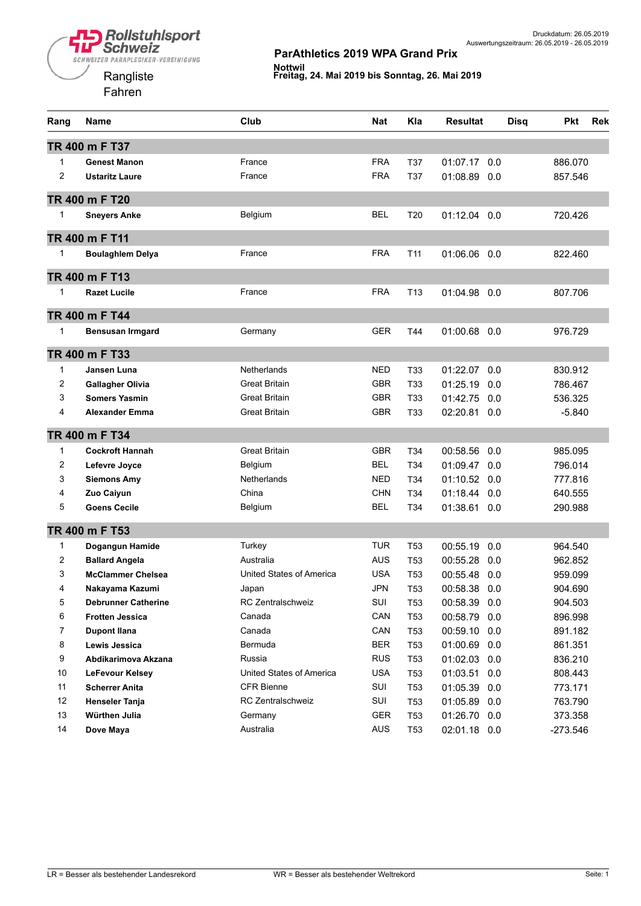Druckdatum: 26.05.2019
Auswertungszeitraum: 26.05.2019 - 26.05.2019

Rollstuhlsport Schweiz
SCHWEIZER PARAPLEGIKER-VEREINIGUNG

# ParAthletics 2019 WPA Grand Prix

**Nottwil**
**Freitag, 24. Mai 2019 bis Sonntag, 26. Mai 2019**

Rangliste
Fahren

| Rang | Name | Club | Nat | Kla | Resultat | | Disq | Pkt | Rek |
|---|---|---|---|---|---|---|---|---|---|
| **TR 400 m F T37** | | | | | | | | | |
| 1 | **Genest Manon** | France | FRA | T37 | 01:07.17 | 0.0 | | 886.070 | |
| 2 | **Ustaritz Laure** | France | FRA | T37 | 01:08.89 | 0.0 | | 857.546 | |
| **TR 400 m F T20** | | | | | | | | | |
| 1 | **Sneyers Anke** | Belgium | BEL | T20 | 01:12.04 | 0.0 | | 720.426 | |
| **TR 400 m F T11** | | | | | | | | | |
| 1 | **Boulaghlem Delya** | France | FRA | T11 | 01:06.06 | 0.0 | | 822.460 | |
| **TR 400 m F T13** | | | | | | | | | |
| 1 | **Razet Lucile** | France | FRA | T13 | 01:04.98 | 0.0 | | 807.706 | |
| **TR 400 m F T44** | | | | | | | | | |
| 1 | **Bensusan Irmgard** | Germany | GER | T44 | 01:00.68 | 0.0 | | 976.729 | |
| **TR 400 m F T33** | | | | | | | | | |
| 1 | **Jansen Luna** | Netherlands | NED | T33 | 01:22.07 | 0.0 | | 830.912 | |
| 2 | **Gallagher Olivia** | Great Britain | GBR | T33 | 01:25.19 | 0.0 | | 786.467 | |
| 3 | **Somers Yasmin** | Great Britain | GBR | T33 | 01:42.75 | 0.0 | | 536.325 | |
| 4 | **Alexander Emma** | Great Britain | GBR | T33 | 02:20.81 | 0.0 | | -5.840 | |
| **TR 400 m F T34** | | | | | | | | | |
| 1 | **Cockroft Hannah** | Great Britain | GBR | T34 | 00:58.56 | 0.0 | | 985.095 | |
| 2 | **Lefevre Joyce** | Belgium | BEL | T34 | 01:09.47 | 0.0 | | 796.014 | |
| 3 | **Siemons Amy** | Netherlands | NED | T34 | 01:10.52 | 0.0 | | 777.816 | |
| 4 | **Zuo Caiyun** | China | CHN | T34 | 01:18.44 | 0.0 | | 640.555 | |
| 5 | **Goens Cecile** | Belgium | BEL | T34 | 01:38.61 | 0.0 | | 290.988 | |
| **TR 400 m F T53** | | | | | | | | | |
| 1 | **Dogangun Hamide** | Turkey | TUR | T53 | 00:55.19 | 0.0 | | 964.540 | |
| 2 | **Ballard Angela** | Australia | AUS | T53 | 00:55.28 | 0.0 | | 962.852 | |
| 3 | **McClammer Chelsea** | United States of America | USA | T53 | 00:55.48 | 0.0 | | 959.099 | |
| 4 | **Nakayama Kazumi** | Japan | JPN | T53 | 00:58.38 | 0.0 | | 904.690 | |
| 5 | **Debrunner Catherine** | RC Zentralschweiz | SUI | T53 | 00:58.39 | 0.0 | | 904.503 | |
| 6 | **Frotten Jessica** | Canada | CAN | T53 | 00:58.79 | 0.0 | | 896.998 | |
| 7 | **Dupont Ilana** | Canada | CAN | T53 | 00:59.10 | 0.0 | | 891.182 | |
| 8 | **Lewis Jessica** | Bermuda | BER | T53 | 01:00.69 | 0.0 | | 861.351 | |
| 9 | **Abdikarimova Akzana** | Russia | RUS | T53 | 01:02.03 | 0.0 | | 836.210 | |
| 10 | **LeFevour Kelsey** | United States of America | USA | T53 | 01:03.51 | 0.0 | | 808.443 | |
| 11 | **Scherrer Anita** | CFR Bienne | SUI | T53 | 01:05.39 | 0.0 | | 773.171 | |
| 12 | **Henseler Tanja** | RC Zentralschweiz | SUI | T53 | 01:05.89 | 0.0 | | 763.790 | |
| 13 | **Würthen Julia** | Germany | GER | T53 | 01:26.70 | 0.0 | | 373.358 | |
| 14 | **Dove Maya** | Australia | AUS | T53 | 02:01.18 | 0.0 | | -273.546 | |

LR = Besser als bestehender Landesrekord    WR = Besser als bestehender Weltrekord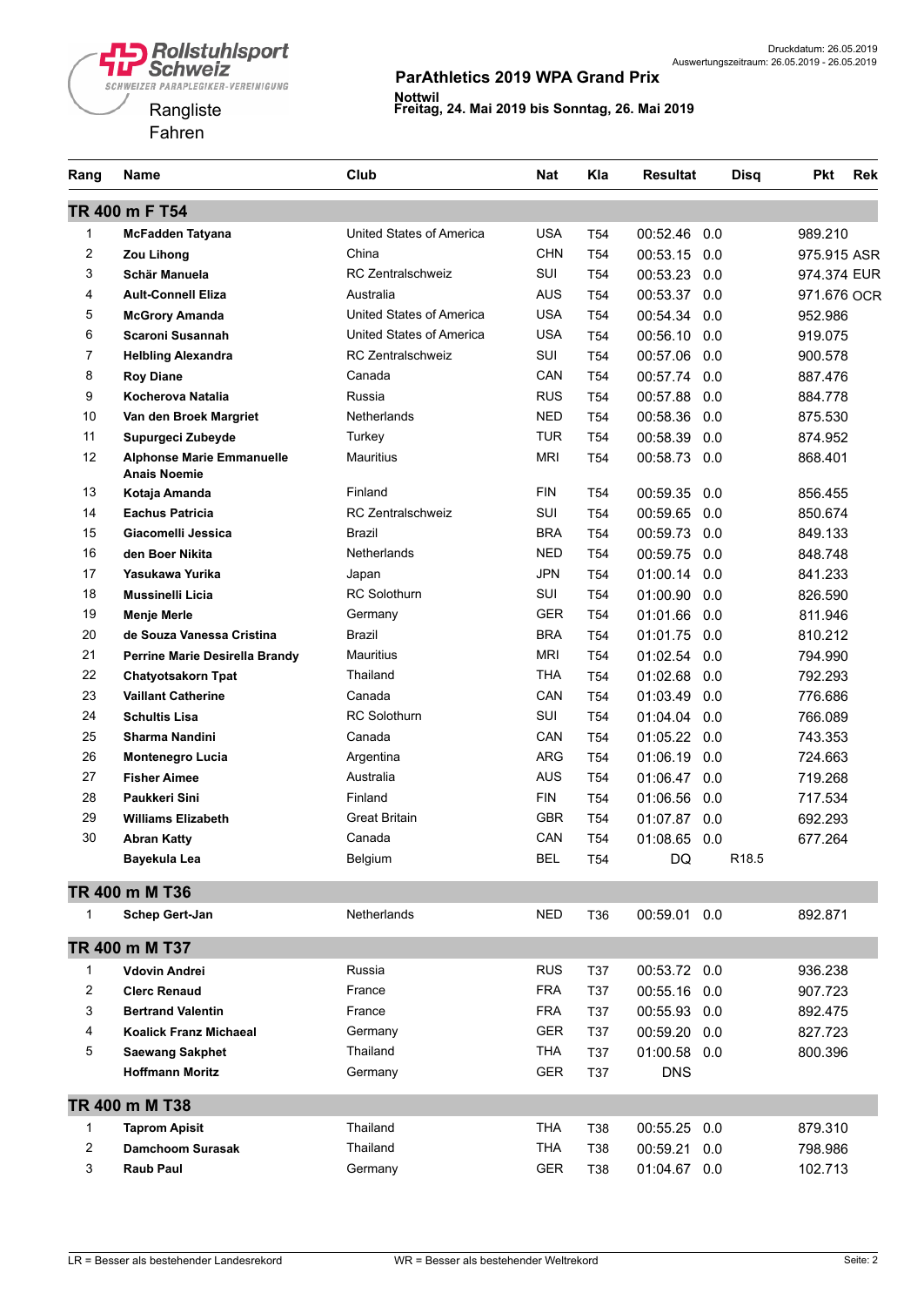Rollstuhlsport Schweiz
SCHWEIZER PARAPLEGIKER-VEREINIGUNG

Rangliste
Fahren

Druckdatum: 26.05.2019
Auswertungszeitraum: 26.05.2019 - 26.05.2019

**ParAthletics 2019 WPA Grand Prix**

**Nottwil**
**Freitag, 24. Mai 2019 bis Sonntag, 26. Mai 2019**

| Rang | Name | Club | Nat | Kla | Resultat | | Disq | Pkt | Rek |
|---|---|---|---|---|---|---|---|---|---|
| **TR 400 m F T54** | | | | | | | | | |
| 1 | **McFadden Tatyana** | United States of America | USA | T54 | 00:52.46 | 0.0 | | 989.210 | |
| 2 | **Zou Lihong** | China | CHN | T54 | 00:53.15 | 0.0 | | 975.915 | ASR |
| 3 | **Schär Manuela** | RC Zentralschweiz | SUI | T54 | 00:53.23 | 0.0 | | 974.374 | EUR |
| 4 | **Ault-Connell Eliza** | Australia | AUS | T54 | 00:53.37 | 0.0 | | 971.676 | OCR |
| 5 | **McGrory Amanda** | United States of America | USA | T54 | 00:54.34 | 0.0 | | 952.986 | |
| 6 | **Scaroni Susannah** | United States of America | USA | T54 | 00:56.10 | 0.0 | | 919.075 | |
| 7 | **Helbling Alexandra** | RC Zentralschweiz | SUI | T54 | 00:57.06 | 0.0 | | 900.578 | |
| 8 | **Roy Diane** | Canada | CAN | T54 | 00:57.74 | 0.0 | | 887.476 | |
| 9 | **Kocherova Natalia** | Russia | RUS | T54 | 00:57.88 | 0.0 | | 884.778 | |
| 10 | **Van den Broek Margriet** | Netherlands | NED | T54 | 00:58.36 | 0.0 | | 875.530 | |
| 11 | **Supurgeci Zubeyde** | Turkey | TUR | T54 | 00:58.39 | 0.0 | | 874.952 | |
| 12 | **Alphonse Marie Emmanuelle Anais Noemie** | Mauritius | MRI | T54 | 00:58.73 | 0.0 | | 868.401 | |
| 13 | **Kotaja Amanda** | Finland | FIN | T54 | 00:59.35 | 0.0 | | 856.455 | |
| 14 | **Eachus Patricia** | RC Zentralschweiz | SUI | T54 | 00:59.65 | 0.0 | | 850.674 | |
| 15 | **Giacomelli Jessica** | Brazil | BRA | T54 | 00:59.73 | 0.0 | | 849.133 | |
| 16 | **den Boer Nikita** | Netherlands | NED | T54 | 00:59.75 | 0.0 | | 848.748 | |
| 17 | **Yasukawa Yurika** | Japan | JPN | T54 | 01:00.14 | 0.0 | | 841.233 | |
| 18 | **Mussinelli Licia** | RC Solothurn | SUI | T54 | 01:00.90 | 0.0 | | 826.590 | |
| 19 | **Menje Merle** | Germany | GER | T54 | 01:01.66 | 0.0 | | 811.946 | |
| 20 | **de Souza Vanessa Cristina** | Brazil | BRA | T54 | 01:01.75 | 0.0 | | 810.212 | |
| 21 | **Perrine Marie Desirella Brandy** | Mauritius | MRI | T54 | 01:02.54 | 0.0 | | 794.990 | |
| 22 | **Chatyotsakorn Tpat** | Thailand | THA | T54 | 01:02.68 | 0.0 | | 792.293 | |
| 23 | **Vaillant Catherine** | Canada | CAN | T54 | 01:03.49 | 0.0 | | 776.686 | |
| 24 | **Schultis Lisa** | RC Solothurn | SUI | T54 | 01:04.04 | 0.0 | | 766.089 | |
| 25 | **Sharma Nandini** | Canada | CAN | T54 | 01:05.22 | 0.0 | | 743.353 | |
| 26 | **Montenegro Lucia** | Argentina | ARG | T54 | 01:06.19 | 0.0 | | 724.663 | |
| 27 | **Fisher Aimee** | Australia | AUS | T54 | 01:06.47 | 0.0 | | 719.268 | |
| 28 | **Paukkeri Sini** | Finland | FIN | T54 | 01:06.56 | 0.0 | | 717.534 | |
| 29 | **Williams Elizabeth** | Great Britain | GBR | T54 | 01:07.87 | 0.0 | | 692.293 | |
| 30 | **Abran Katty** | Canada | CAN | T54 | 01:08.65 | 0.0 | | 677.264 | |
| | **Bayekula Lea** | Belgium | BEL | T54 | DQ | | R18.5 | | |
| **TR 400 m M T36** | | | | | | | | | |
| 1 | **Schep Gert-Jan** | Netherlands | NED | T36 | 00:59.01 | 0.0 | | 892.871 | |
| **TR 400 m M T37** | | | | | | | | | |
| 1 | **Vdovin Andrei** | Russia | RUS | T37 | 00:53.72 | 0.0 | | 936.238 | |
| 2 | **Clerc Renaud** | France | FRA | T37 | 00:55.16 | 0.0 | | 907.723 | |
| 3 | **Bertrand Valentin** | France | FRA | T37 | 00:55.93 | 0.0 | | 892.475 | |
| 4 | **Koalick Franz Michaeal** | Germany | GER | T37 | 00:59.20 | 0.0 | | 827.723 | |
| 5 | **Saewang Sakphet** | Thailand | THA | T37 | 01:00.58 | 0.0 | | 800.396 | |
| | **Hoffmann Moritz** | Germany | GER | T37 | DNS | | | | |
| **TR 400 m M T38** | | | | | | | | | |
| 1 | **Taprom Apisit** | Thailand | THA | T38 | 00:55.25 | 0.0 | | 879.310 | |
| 2 | **Damchoom Surasak** | Thailand | THA | T38 | 00:59.21 | 0.0 | | 798.986 | |
| 3 | **Raub Paul** | Germany | GER | T38 | 01:04.67 | 0.0 | | 102.713 | |

LR = Besser als bestehender Landesrekord    WR = Besser als bestehender Weltrekord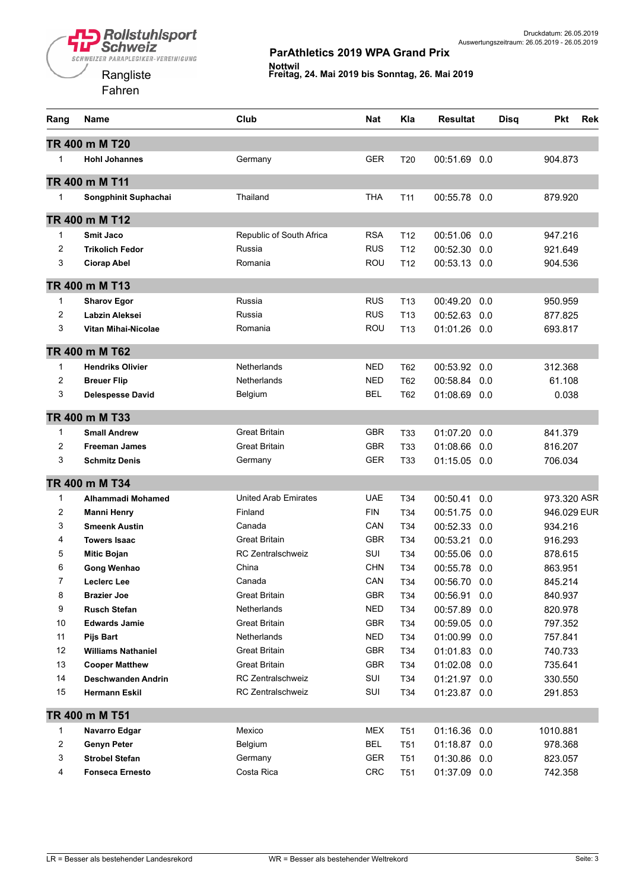Rollstuhlsport Schweiz
SCHWEIZER PARAPLEGIKER-VEREINIGUNG

Rangliste
Fahren

**ParAthletics 2019 WPA Grand Prix**

**Nottwil**
**Freitag, 24. Mai 2019 bis Sonntag, 26. Mai 2019**

Druckdatum: 26.05.2019
Auswertungszeitraum: 26.05.2019 - 26.05.2019

| Rang | Name | Club | Nat | Kla | Resultat | | Disq | Pkt | Rek |
|---|---|---|---|---|---|---|---|---|---|
| **TR 400 m M T20** | | | | | | | | | |
| 1 | **Hohl Johannes** | Germany | GER | T20 | 00:51.69 | 0.0 | | 904.873 | |
| **TR 400 m M T11** | | | | | | | | | |
| 1 | **Songphinit Suphachai** | Thailand | THA | T11 | 00:55.78 | 0.0 | | 879.920 | |
| **TR 400 m M T12** | | | | | | | | | |
| 1 | **Smit Jaco** | Republic of South Africa | RSA | T12 | 00:51.06 | 0.0 | | 947.216 | |
| 2 | **Trikolich Fedor** | Russia | RUS | T12 | 00:52.30 | 0.0 | | 921.649 | |
| 3 | **Ciorap Abel** | Romania | ROU | T12 | 00:53.13 | 0.0 | | 904.536 | |
| **TR 400 m M T13** | | | | | | | | | |
| 1 | **Sharov Egor** | Russia | RUS | T13 | 00:49.20 | 0.0 | | 950.959 | |
| 2 | **Labzin Aleksei** | Russia | RUS | T13 | 00:52.63 | 0.0 | | 877.825 | |
| 3 | **Vitan Mihai-Nicolae** | Romania | ROU | T13 | 01:01.26 | 0.0 | | 693.817 | |
| **TR 400 m M T62** | | | | | | | | | |
| 1 | **Hendriks Olivier** | Netherlands | NED | T62 | 00:53.92 | 0.0 | | 312.368 | |
| 2 | **Breuer Flip** | Netherlands | NED | T62 | 00:58.84 | 0.0 | | 61.108 | |
| 3 | **Delespesse David** | Belgium | BEL | T62 | 01:08.69 | 0.0 | | 0.038 | |
| **TR 400 m M T33** | | | | | | | | | |
| 1 | **Small Andrew** | Great Britain | GBR | T33 | 01:07.20 | 0.0 | | 841.379 | |
| 2 | **Freeman James** | Great Britain | GBR | T33 | 01:08.66 | 0.0 | | 816.207 | |
| 3 | **Schmitz Denis** | Germany | GER | T33 | 01:15.05 | 0.0 | | 706.034 | |
| **TR 400 m M T34** | | | | | | | | | |
| 1 | **Alhammadi Mohamed** | United Arab Emirates | UAE | T34 | 00:50.41 | 0.0 | | 973.320 | ASR |
| 2 | **Manni Henry** | Finland | FIN | T34 | 00:51.75 | 0.0 | | 946.029 | EUR |
| 3 | **Smeenk Austin** | Canada | CAN | T34 | 00:52.33 | 0.0 | | 934.216 | |
| 4 | **Towers Isaac** | Great Britain | GBR | T34 | 00:53.21 | 0.0 | | 916.293 | |
| 5 | **Mitic Bojan** | RC Zentralschweiz | SUI | T34 | 00:55.06 | 0.0 | | 878.615 | |
| 6 | **Gong Wenhao** | China | CHN | T34 | 00:55.78 | 0.0 | | 863.951 | |
| 7 | **Leclerc Lee** | Canada | CAN | T34 | 00:56.70 | 0.0 | | 845.214 | |
| 8 | **Brazier Joe** | Great Britain | GBR | T34 | 00:56.91 | 0.0 | | 840.937 | |
| 9 | **Rusch Stefan** | Netherlands | NED | T34 | 00:57.89 | 0.0 | | 820.978 | |
| 10 | **Edwards Jamie** | Great Britain | GBR | T34 | 00:59.05 | 0.0 | | 797.352 | |
| 11 | **Pijs Bart** | Netherlands | NED | T34 | 01:00.99 | 0.0 | | 757.841 | |
| 12 | **Williams Nathaniel** | Great Britain | GBR | T34 | 01:01.83 | 0.0 | | 740.733 | |
| 13 | **Cooper Matthew** | Great Britain | GBR | T34 | 01:02.08 | 0.0 | | 735.641 | |
| 14 | **Deschwanden Andrin** | RC Zentralschweiz | SUI | T34 | 01:21.97 | 0.0 | | 330.550 | |
| 15 | **Hermann Eskil** | RC Zentralschweiz | SUI | T34 | 01:23.87 | 0.0 | | 291.853 | |
| **TR 400 m M T51** | | | | | | | | | |
| 1 | **Navarro Edgar** | Mexico | MEX | T51 | 01:16.36 | 0.0 | | 1010.881 | |
| 2 | **Genyn Peter** | Belgium | BEL | T51 | 01:18.87 | 0.0 | | 978.368 | |
| 3 | **Strobel Stefan** | Germany | GER | T51 | 01:30.86 | 0.0 | | 823.057 | |
| 4 | **Fonseca Ernesto** | Costa Rica | CRC | T51 | 01:37.09 | 0.0 | | 742.358 | |

LR = Besser als bestehender Landesrekord    WR = Besser als bestehender Weltrekord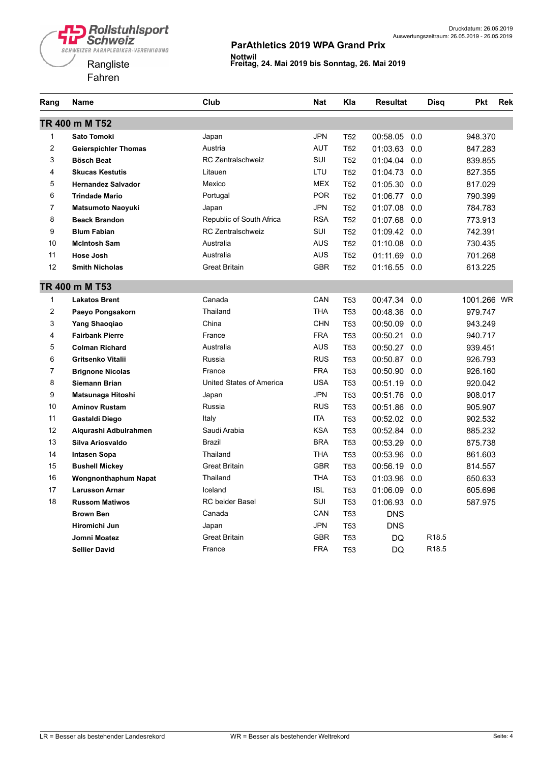Rollstuhlsport Schweiz
SCHWEIZER PARAPLEGIKER-VEREINIGUNG

Rangliste
Fahren

**ParAthletics 2019 WPA Grand Prix**

**Nottwil**
**Freitag, 24. Mai 2019 bis Sonntag, 26. Mai 2019**

Druckdatum: 26.05.2019
Auswertungszeitraum: 26.05.2019 - 26.05.2019

| Rang | Name | Club | Nat | Kla | Resultat | | Disq | Pkt | Rek |
|---|---|---|---|---|---|---|---|---|---|
| **TR 400 m M T52** | | | | | | | | | |
| 1 | **Sato Tomoki** | Japan | JPN | T52 | 00:58.05 | 0.0 | | 948.370 | |
| 2 | **Geierspichler Thomas** | Austria | AUT | T52 | 01:03.63 | 0.0 | | 847.283 | |
| 3 | **Bösch Beat** | RC Zentralschweiz | SUI | T52 | 01:04.04 | 0.0 | | 839.855 | |
| 4 | **Skucas Kestutis** | Litauen | LTU | T52 | 01:04.73 | 0.0 | | 827.355 | |
| 5 | **Hernandez Salvador** | Mexico | MEX | T52 | 01:05.30 | 0.0 | | 817.029 | |
| 6 | **Trindade Mario** | Portugal | POR | T52 | 01:06.77 | 0.0 | | 790.399 | |
| 7 | **Matsumoto Naoyuki** | Japan | JPN | T52 | 01:07.08 | 0.0 | | 784.783 | |
| 8 | **Beack Brandon** | Republic of South Africa | RSA | T52 | 01:07.68 | 0.0 | | 773.913 | |
| 9 | **Blum Fabian** | RC Zentralschweiz | SUI | T52 | 01:09.42 | 0.0 | | 742.391 | |
| 10 | **McIntosh Sam** | Australia | AUS | T52 | 01:10.08 | 0.0 | | 730.435 | |
| 11 | **Hose Josh** | Australia | AUS | T52 | 01:11.69 | 0.0 | | 701.268 | |
| 12 | **Smith Nicholas** | Great Britain | GBR | T52 | 01:16.55 | 0.0 | | 613.225 | |
| **TR 400 m M T53** | | | | | | | | | |
| 1 | **Lakatos Brent** | Canada | CAN | T53 | 00:47.34 | 0.0 | | 1001.266 | WR |
| 2 | **Paeyo Pongsakorn** | Thailand | THA | T53 | 00:48.36 | 0.0 | | 979.747 | |
| 3 | **Yang Shaoqiao** | China | CHN | T53 | 00:50.09 | 0.0 | | 943.249 | |
| 4 | **Fairbank Pierre** | France | FRA | T53 | 00:50.21 | 0.0 | | 940.717 | |
| 5 | **Colman Richard** | Australia | AUS | T53 | 00:50.27 | 0.0 | | 939.451 | |
| 6 | **Gritsenko Vitalii** | Russia | RUS | T53 | 00:50.87 | 0.0 | | 926.793 | |
| 7 | **Brignone Nicolas** | France | FRA | T53 | 00:50.90 | 0.0 | | 926.160 | |
| 8 | **Siemann Brian** | United States of America | USA | T53 | 00:51.19 | 0.0 | | 920.042 | |
| 9 | **Matsunaga Hitoshi** | Japan | JPN | T53 | 00:51.76 | 0.0 | | 908.017 | |
| 10 | **Aminov Rustam** | Russia | RUS | T53 | 00:51.86 | 0.0 | | 905.907 | |
| 11 | **Gastaldi Diego** | Italy | ITA | T53 | 00:52.02 | 0.0 | | 902.532 | |
| 12 | **Alqurashi Adbulrahmen** | Saudi Arabia | KSA | T53 | 00:52.84 | 0.0 | | 885.232 | |
| 13 | **Silva Ariosvaldo** | Brazil | BRA | T53 | 00:53.29 | 0.0 | | 875.738 | |
| 14 | **Intasen Sopa** | Thailand | THA | T53 | 00:53.96 | 0.0 | | 861.603 | |
| 15 | **Bushell Mickey** | Great Britain | GBR | T53 | 00:56.19 | 0.0 | | 814.557 | |
| 16 | **Wongnonthaphum Napat** | Thailand | THA | T53 | 01:03.96 | 0.0 | | 650.633 | |
| 17 | **Larusson Arnar** | Iceland | ISL | T53 | 01:06.09 | 0.0 | | 605.696 | |
| 18 | **Russom Matiwos** | RC beider Basel | SUI | T53 | 01:06.93 | 0.0 | | 587.975 | |
| | **Brown Ben** | Canada | CAN | T53 | DNS | | | | |
| | **Hiromichi Jun** | Japan | JPN | T53 | DNS | | | | |
| | **Jomni Moatez** | Great Britain | GBR | T53 | DQ | | R18.5 | | |
| | **Sellier David** | France | FRA | T53 | DQ | | R18.5 | | |

LR = Besser als bestehender Landesrekord WR = Besser als bestehender Weltrekord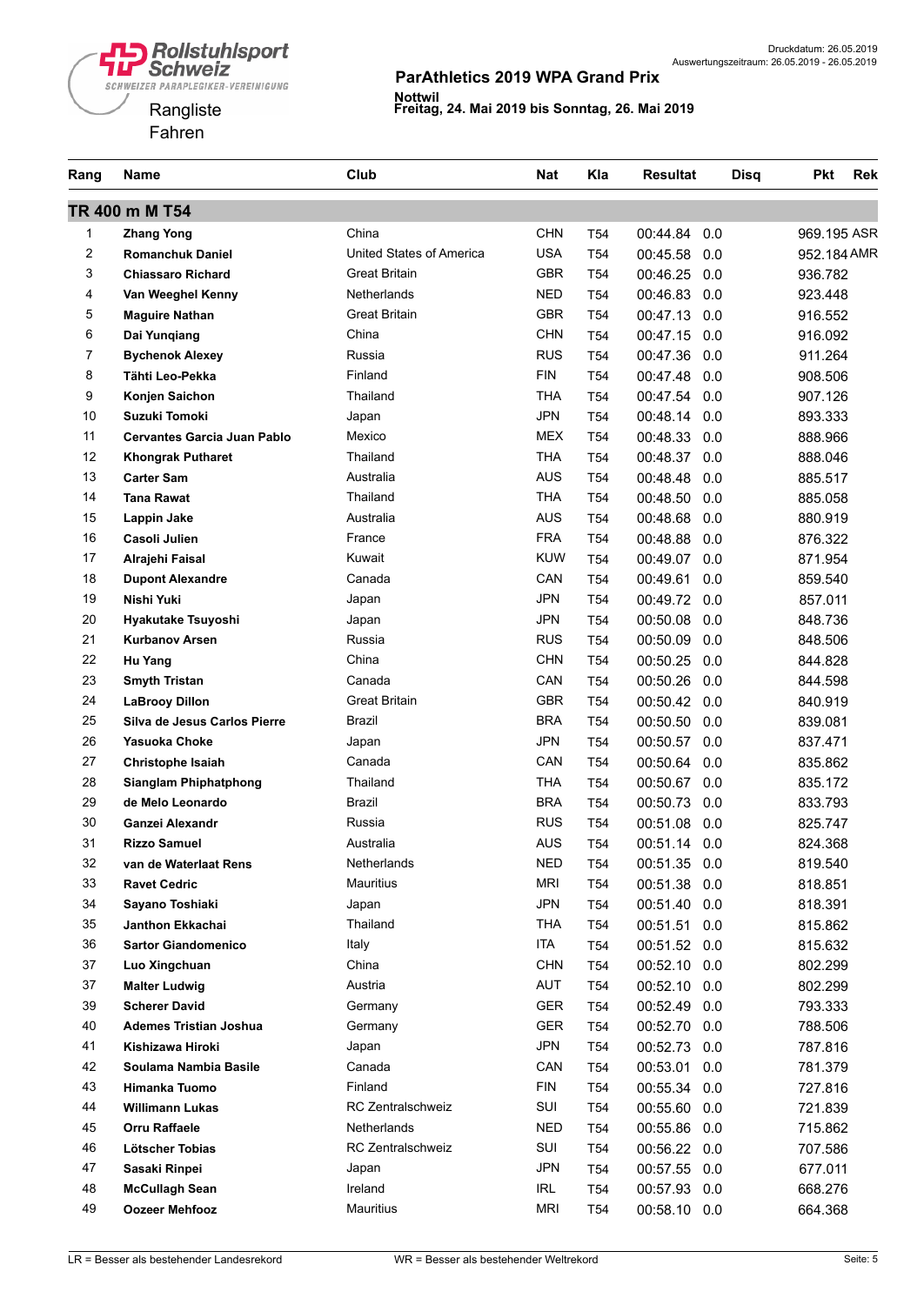Rollstuhlsport Schweiz
SCHWEIZER PARAPLEGIKER-VEREINIGUNG

Rangliste
Fahren

Druckdatum: 26.05.2019
Auswertungszeitraum: 26.05.2019 - 26.05.2019

## ParAthletics 2019 WPA Grand Prix

**Nottwil**
**Freitag, 24. Mai 2019 bis Sonntag, 26. Mai 2019**

| Rang | Name | Club | Nat | Kla | Resultat | | Disq | Pkt | Rek |
|---|---|---|---|---|---|---|---|---|---|
| **TR 400 m M T54** | | | | | | | | | |
| 1 | **Zhang Yong** | China | CHN | T54 | 00:44.84 | 0.0 | | 969.195 | ASR |
| 2 | **Romanchuk Daniel** | United States of America | USA | T54 | 00:45.58 | 0.0 | | 952.184 | AMR |
| 3 | **Chiassaro Richard** | Great Britain | GBR | T54 | 00:46.25 | 0.0 | | 936.782 | |
| 4 | **Van Weeghel Kenny** | Netherlands | NED | T54 | 00:46.83 | 0.0 | | 923.448 | |
| 5 | **Maguire Nathan** | Great Britain | GBR | T54 | 00:47.13 | 0.0 | | 916.552 | |
| 6 | **Dai Yunqiang** | China | CHN | T54 | 00:47.15 | 0.0 | | 916.092 | |
| 7 | **Bychenok Alexey** | Russia | RUS | T54 | 00:47.36 | 0.0 | | 911.264 | |
| 8 | **Tähti Leo-Pekka** | Finland | FIN | T54 | 00:47.48 | 0.0 | | 908.506 | |
| 9 | **Konjen Saichon** | Thailand | THA | T54 | 00:47.54 | 0.0 | | 907.126 | |
| 10 | **Suzuki Tomoki** | Japan | JPN | T54 | 00:48.14 | 0.0 | | 893.333 | |
| 11 | **Cervantes Garcia Juan Pablo** | Mexico | MEX | T54 | 00:48.33 | 0.0 | | 888.966 | |
| 12 | **Khongrak Putharet** | Thailand | THA | T54 | 00:48.37 | 0.0 | | 888.046 | |
| 13 | **Carter Sam** | Australia | AUS | T54 | 00:48.48 | 0.0 | | 885.517 | |
| 14 | **Tana Rawat** | Thailand | THA | T54 | 00:48.50 | 0.0 | | 885.058 | |
| 15 | **Lappin Jake** | Australia | AUS | T54 | 00:48.68 | 0.0 | | 880.919 | |
| 16 | **Casoli Julien** | France | FRA | T54 | 00:48.88 | 0.0 | | 876.322 | |
| 17 | **Alrajehi Faisal** | Kuwait | KUW | T54 | 00:49.07 | 0.0 | | 871.954 | |
| 18 | **Dupont Alexandre** | Canada | CAN | T54 | 00:49.61 | 0.0 | | 859.540 | |
| 19 | **Nishi Yuki** | Japan | JPN | T54 | 00:49.72 | 0.0 | | 857.011 | |
| 20 | **Hyakutake Tsuyoshi** | Japan | JPN | T54 | 00:50.08 | 0.0 | | 848.736 | |
| 21 | **Kurbanov Arsen** | Russia | RUS | T54 | 00:50.09 | 0.0 | | 848.506 | |
| 22 | **Hu Yang** | China | CHN | T54 | 00:50.25 | 0.0 | | 844.828 | |
| 23 | **Smyth Tristan** | Canada | CAN | T54 | 00:50.26 | 0.0 | | 844.598 | |
| 24 | **LaBrooy Dillon** | Great Britain | GBR | T54 | 00:50.42 | 0.0 | | 840.919 | |
| 25 | **Silva de Jesus Carlos Pierre** | Brazil | BRA | T54 | 00:50.50 | 0.0 | | 839.081 | |
| 26 | **Yasuoka Choke** | Japan | JPN | T54 | 00:50.57 | 0.0 | | 837.471 | |
| 27 | **Christophe Isaiah** | Canada | CAN | T54 | 00:50.64 | 0.0 | | 835.862 | |
| 28 | **Sianglam Phiphatphong** | Thailand | THA | T54 | 00:50.67 | 0.0 | | 835.172 | |
| 29 | **de Melo Leonardo** | Brazil | BRA | T54 | 00:50.73 | 0.0 | | 833.793 | |
| 30 | **Ganzei Alexandr** | Russia | RUS | T54 | 00:51.08 | 0.0 | | 825.747 | |
| 31 | **Rizzo Samuel** | Australia | AUS | T54 | 00:51.14 | 0.0 | | 824.368 | |
| 32 | **van de Waterlaat Rens** | Netherlands | NED | T54 | 00:51.35 | 0.0 | | 819.540 | |
| 33 | **Ravet Cedric** | Mauritius | MRI | T54 | 00:51.38 | 0.0 | | 818.851 | |
| 34 | **Sayano Toshiaki** | Japan | JPN | T54 | 00:51.40 | 0.0 | | 818.391 | |
| 35 | **Janthon Ekkachai** | Thailand | THA | T54 | 00:51.51 | 0.0 | | 815.862 | |
| 36 | **Sartor Giandomenico** | Italy | ITA | T54 | 00:51.52 | 0.0 | | 815.632 | |
| 37 | **Luo Xingchuan** | China | CHN | T54 | 00:52.10 | 0.0 | | 802.299 | |
| 37 | **Malter Ludwig** | Austria | AUT | T54 | 00:52.10 | 0.0 | | 802.299 | |
| 39 | **Scherer David** | Germany | GER | T54 | 00:52.49 | 0.0 | | 793.333 | |
| 40 | **Ademes Tristian Joshua** | Germany | GER | T54 | 00:52.70 | 0.0 | | 788.506 | |
| 41 | **Kishizawa Hiroki** | Japan | JPN | T54 | 00:52.73 | 0.0 | | 787.816 | |
| 42 | **Soulama Nambia Basile** | Canada | CAN | T54 | 00:53.01 | 0.0 | | 781.379 | |
| 43 | **Himanka Tuomo** | Finland | FIN | T54 | 00:55.34 | 0.0 | | 727.816 | |
| 44 | **Willimann Lukas** | RC Zentralschweiz | SUI | T54 | 00:55.60 | 0.0 | | 721.839 | |
| 45 | **Orru Raffaele** | Netherlands | NED | T54 | 00:55.86 | 0.0 | | 715.862 | |
| 46 | **Lötscher Tobias** | RC Zentralschweiz | SUI | T54 | 00:56.22 | 0.0 | | 707.586 | |
| 47 | **Sasaki Rinpei** | Japan | JPN | T54 | 00:57.55 | 0.0 | | 677.011 | |
| 48 | **McCullagh Sean** | Ireland | IRL | T54 | 00:57.93 | 0.0 | | 668.276 | |
| 49 | **Oozeer Mehfooz** | Mauritius | MRI | T54 | 00:58.10 | 0.0 | | 664.368 | |

LR = Besser als bestehender Landesrekord    WR = Besser als bestehender Weltrekord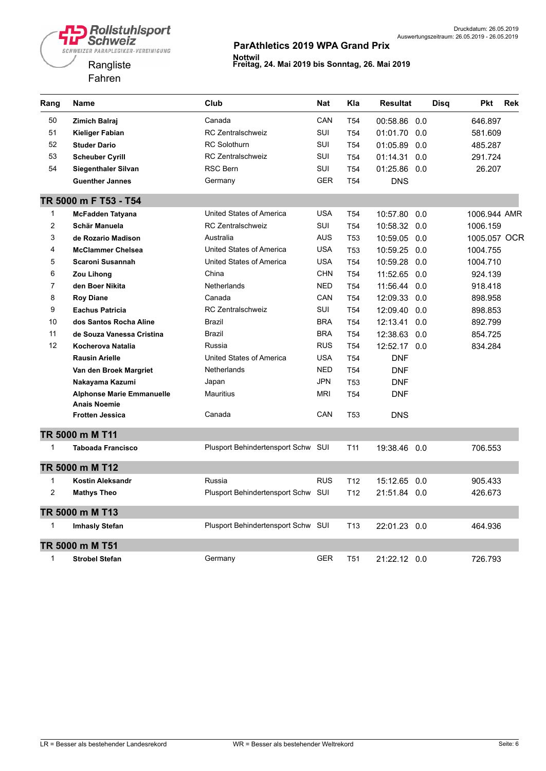Rollstuhlsport Schweiz
SCHWEIZER PARAPLEGIKER-VEREINIGUNG

Rangliste
Fahren

**ParAthletics 2019 WPA Grand Prix**

**Nottwil**
**Freitag, 24. Mai 2019 bis Sonntag, 26. Mai 2019**

Druckdatum: 26.05.2019
Auswertungszeitraum: 26.05.2019 - 26.05.2019

| Rang | Name | Club | Nat | Kla | Resultat | | Disq | Pkt | Rek |
|---|---|---|---|---|---|---|---|---|---|
| 50 | **Zimich Balraj** | Canada | CAN | T54 | 00:58.86 | 0.0 | | 646.897 | |
| 51 | **Kieliger Fabian** | RC Zentralschweiz | SUI | T54 | 01:01.70 | 0.0 | | 581.609 | |
| 52 | **Studer Dario** | RC Solothurn | SUI | T54 | 01:05.89 | 0.0 | | 485.287 | |
| 53 | **Scheuber Cyrill** | RC Zentralschweiz | SUI | T54 | 01:14.31 | 0.0 | | 291.724 | |
| 54 | **Siegenthaler Silvan** | RSC Bern | SUI | T54 | 01:25.86 | 0.0 | | 26.207 | |
| | **Guenther Jannes** | Germany | GER | T54 | DNS | | | | |
| **TR 5000 m F T53 - T54** | | | | | | | | | |
| 1 | **McFadden Tatyana** | United States of America | USA | T54 | 10:57.80 | 0.0 | | 1006.944 | AMR |
| 2 | **Schär Manuela** | RC Zentralschweiz | SUI | T54 | 10:58.32 | 0.0 | | 1006.159 | |
| 3 | **de Rozario Madison** | Australia | AUS | T53 | 10:59.05 | 0.0 | | 1005.057 | OCR |
| 4 | **McClammer Chelsea** | United States of America | USA | T53 | 10:59.25 | 0.0 | | 1004.755 | |
| 5 | **Scaroni Susannah** | United States of America | USA | T54 | 10:59.28 | 0.0 | | 1004.710 | |
| 6 | **Zou Lihong** | China | CHN | T54 | 11:52.65 | 0.0 | | 924.139 | |
| 7 | **den Boer Nikita** | Netherlands | NED | T54 | 11:56.44 | 0.0 | | 918.418 | |
| 8 | **Roy Diane** | Canada | CAN | T54 | 12:09.33 | 0.0 | | 898.958 | |
| 9 | **Eachus Patricia** | RC Zentralschweiz | SUI | T54 | 12:09.40 | 0.0 | | 898.853 | |
| 10 | **dos Santos Rocha Aline** | Brazil | BRA | T54 | 12:13.41 | 0.0 | | 892.799 | |
| 11 | **de Souza Vanessa Cristina** | Brazil | BRA | T54 | 12:38.63 | 0.0 | | 854.725 | |
| 12 | **Kocherova Natalia** | Russia | RUS | T54 | 12:52.17 | 0.0 | | 834.284 | |
| | **Rausin Arielle** | United States of America | USA | T54 | DNF | | | | |
| | **Van den Broek Margriet** | Netherlands | NED | T54 | DNF | | | | |
| | **Nakayama Kazumi** | Japan | JPN | T53 | DNF | | | | |
| | **Alphonse Marie Emmanuelle Anais Noemie** | Mauritius | MRI | T54 | DNF | | | | |
| | **Frotten Jessica** | Canada | CAN | T53 | DNS | | | | |
| **TR 5000 m M T11** | | | | | | | | | |
| 1 | **Taboada Francisco** | Plusport Behindertensport Schw | SUI | T11 | 19:38.46 | 0.0 | | 706.553 | |
| **TR 5000 m M T12** | | | | | | | | | |
| 1 | **Kostin Aleksandr** | Russia | RUS | T12 | 15:12.65 | 0.0 | | 905.433 | |
| 2 | **Mathys Theo** | Plusport Behindertensport Schw | SUI | T12 | 21:51.84 | 0.0 | | 426.673 | |
| **TR 5000 m M T13** | | | | | | | | | |
| 1 | **Imhasly Stefan** | Plusport Behindertensport Schw | SUI | T13 | 22:01.23 | 0.0 | | 464.936 | |
| **TR 5000 m M T51** | | | | | | | | | |
| 1 | **Strobel Stefan** | Germany | GER | T51 | 21:22.12 | 0.0 | | 726.793 | |

LR = Besser als bestehender Landesrekord　　WR = Besser als bestehender Weltrekord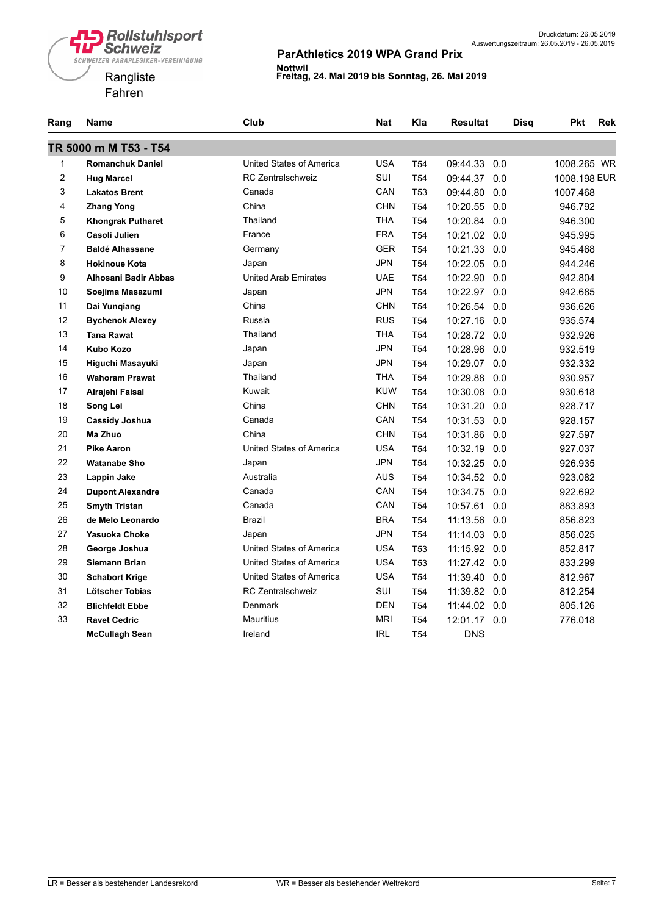Rollstuhlsport Schweiz
SCHWEIZER PARAPLEGIKER-VEREINIGUNG

Rangliste
Fahren

Druckdatum: 26.05.2019
Auswertungszeitraum: 26.05.2019 - 26.05.2019

## ParAthletics 2019 WPA Grand Prix

**Nottwil**
**Freitag, 24. Mai 2019 bis Sonntag, 26. Mai 2019**

### TR 5000 m M T53 - T54

| Rang | Name | Club | Nat | Kla | Resultat | | Disq | Pkt | Rek |
|---|---|---|---|---|---|---|---|---|---|
| 1 | **Romanchuk Daniel** | United States of America | USA | T54 | 09:44.33 | 0.0 | | 1008.265 | WR |
| 2 | **Hug Marcel** | RC Zentralschweiz | SUI | T54 | 09:44.37 | 0.0 | | 1008.198 | EUR |
| 3 | **Lakatos Brent** | Canada | CAN | T53 | 09:44.80 | 0.0 | | 1007.468 | |
| 4 | **Zhang Yong** | China | CHN | T54 | 10:20.55 | 0.0 | | 946.792 | |
| 5 | **Khongrak Putharet** | Thailand | THA | T54 | 10:20.84 | 0.0 | | 946.300 | |
| 6 | **Casoli Julien** | France | FRA | T54 | 10:21.02 | 0.0 | | 945.995 | |
| 7 | **Baldé Alhassane** | Germany | GER | T54 | 10:21.33 | 0.0 | | 945.468 | |
| 8 | **Hokinoue Kota** | Japan | JPN | T54 | 10:22.05 | 0.0 | | 944.246 | |
| 9 | **Alhosani Badir Abbas** | United Arab Emirates | UAE | T54 | 10:22.90 | 0.0 | | 942.804 | |
| 10 | **Soejima Masazumi** | Japan | JPN | T54 | 10:22.97 | 0.0 | | 942.685 | |
| 11 | **Dai Yunqiang** | China | CHN | T54 | 10:26.54 | 0.0 | | 936.626 | |
| 12 | **Bychenok Alexey** | Russia | RUS | T54 | 10:27.16 | 0.0 | | 935.574 | |
| 13 | **Tana Rawat** | Thailand | THA | T54 | 10:28.72 | 0.0 | | 932.926 | |
| 14 | **Kubo Kozo** | Japan | JPN | T54 | 10:28.96 | 0.0 | | 932.519 | |
| 15 | **Higuchi Masayuki** | Japan | JPN | T54 | 10:29.07 | 0.0 | | 932.332 | |
| 16 | **Wahoram Prawat** | Thailand | THA | T54 | 10:29.88 | 0.0 | | 930.957 | |
| 17 | **Alrajehi Faisal** | Kuwait | KUW | T54 | 10:30.08 | 0.0 | | 930.618 | |
| 18 | **Song Lei** | China | CHN | T54 | 10:31.20 | 0.0 | | 928.717 | |
| 19 | **Cassidy Joshua** | Canada | CAN | T54 | 10:31.53 | 0.0 | | 928.157 | |
| 20 | **Ma Zhuo** | China | CHN | T54 | 10:31.86 | 0.0 | | 927.597 | |
| 21 | **Pike Aaron** | United States of America | USA | T54 | 10:32.19 | 0.0 | | 927.037 | |
| 22 | **Watanabe Sho** | Japan | JPN | T54 | 10:32.25 | 0.0 | | 926.935 | |
| 23 | **Lappin Jake** | Australia | AUS | T54 | 10:34.52 | 0.0 | | 923.082 | |
| 24 | **Dupont Alexandre** | Canada | CAN | T54 | 10:34.75 | 0.0 | | 922.692 | |
| 25 | **Smyth Tristan** | Canada | CAN | T54 | 10:57.61 | 0.0 | | 883.893 | |
| 26 | **de Melo Leonardo** | Brazil | BRA | T54 | 11:13.56 | 0.0 | | 856.823 | |
| 27 | **Yasuoka Choke** | Japan | JPN | T54 | 11:14.03 | 0.0 | | 856.025 | |
| 28 | **George Joshua** | United States of America | USA | T53 | 11:15.92 | 0.0 | | 852.817 | |
| 29 | **Siemann Brian** | United States of America | USA | T53 | 11:27.42 | 0.0 | | 833.299 | |
| 30 | **Schabort Krige** | United States of America | USA | T54 | 11:39.40 | 0.0 | | 812.967 | |
| 31 | **Lötscher Tobias** | RC Zentralschweiz | SUI | T54 | 11:39.82 | 0.0 | | 812.254 | |
| 32 | **Blichfeldt Ebbe** | Denmark | DEN | T54 | 11:44.02 | 0.0 | | 805.126 | |
| 33 | **Ravet Cedric** | Mauritius | MRI | T54 | 12:01.17 | 0.0 | | 776.018 | |
| | **McCullagh Sean** | Ireland | IRL | T54 | DNS | | | | |

LR = Besser als bestehender Landesrekord WR = Besser als bestehender Weltrekord